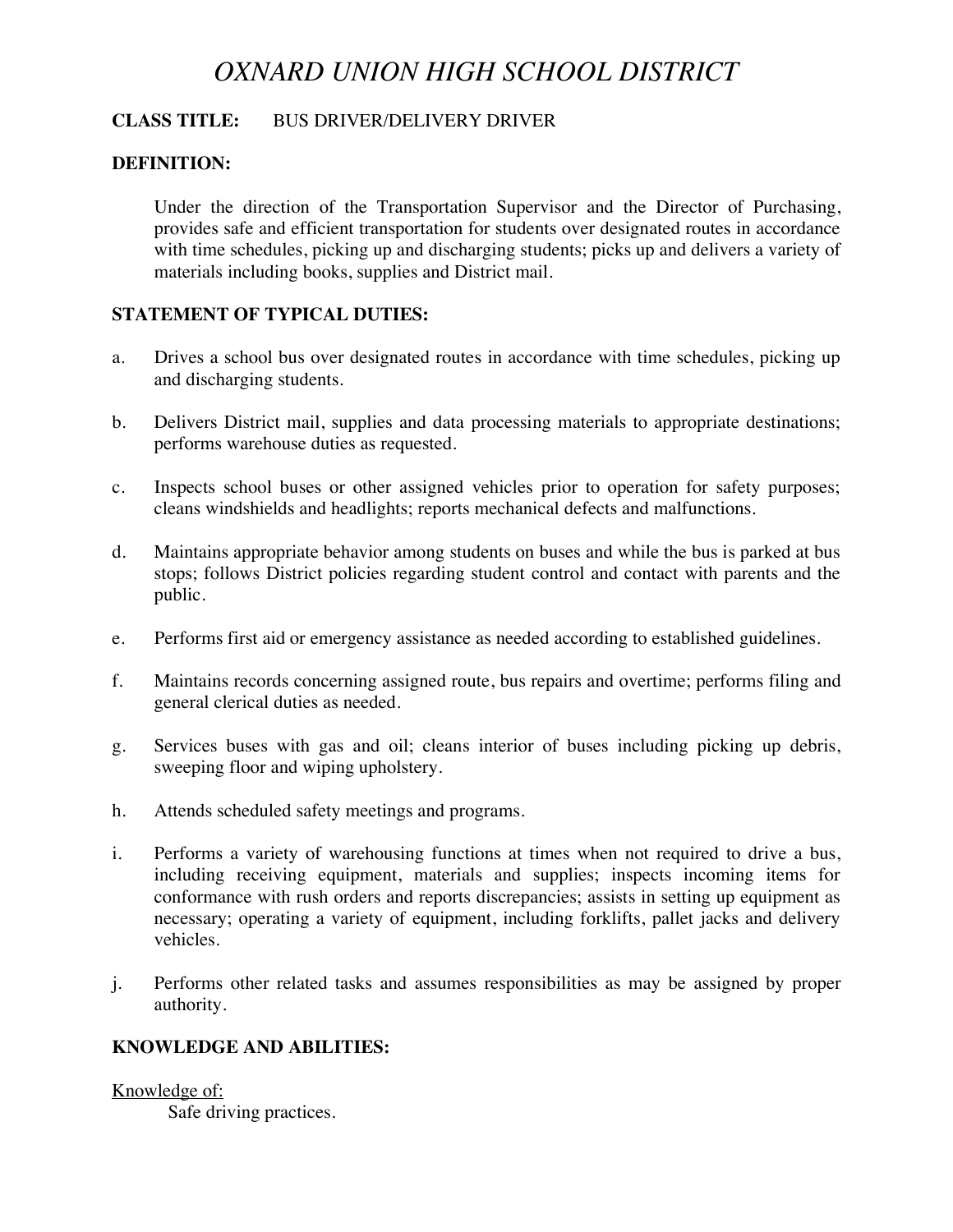# *OXNARD UNION HIGH SCHOOL DISTRICT*

**CLASS TITLE:** BUS DRIVER/DELIVERY DRIVER

**DEFINITION:**

Under the direction of the Transportation Supervisor and the Director of Purchasing, provides safe and efficient transportation for students over designated routes in accordance with time schedules, picking up and discharging students; picks up and delivers a variety of materials including books, supplies and District mail.

**STATEMENT OF TYPICAL DUTIES:**

a. Drives a school bus over designated routes in accordance with time schedules, picking up and discharging students.

b. Delivers District mail, supplies and data processing materials to appropriate destinations; performs warehouse duties as requested.

c. Inspects school buses or other assigned vehicles prior to operation for safety purposes; cleans windshields and headlights; reports mechanical defects and malfunctions.

d. Maintains appropriate behavior among students on buses and while the bus is parked at bus stops; follows District policies regarding student control and contact with parents and the public.

e. Performs first aid or emergency assistance as needed according to established guidelines.

f. Maintains records concerning assigned route, bus repairs and overtime; performs filing and general clerical duties as needed.

g. Services buses with gas and oil; cleans interior of buses including picking up debris, sweeping floor and wiping upholstery.

h. Attends scheduled safety meetings and programs.

i. Performs a variety of warehousing functions at times when not required to drive a bus, including receiving equipment, materials and supplies; inspects incoming items for conformance with rush orders and reports discrepancies; assists in setting up equipment as necessary; operating a variety of equipment, including forklifts, pallet jacks and delivery vehicles.

j. Performs other related tasks and assumes responsibilities as may be assigned by proper authority.

**KNOWLEDGE AND ABILITIES:**

<u>Knowledge of:</u>

Safe driving practices.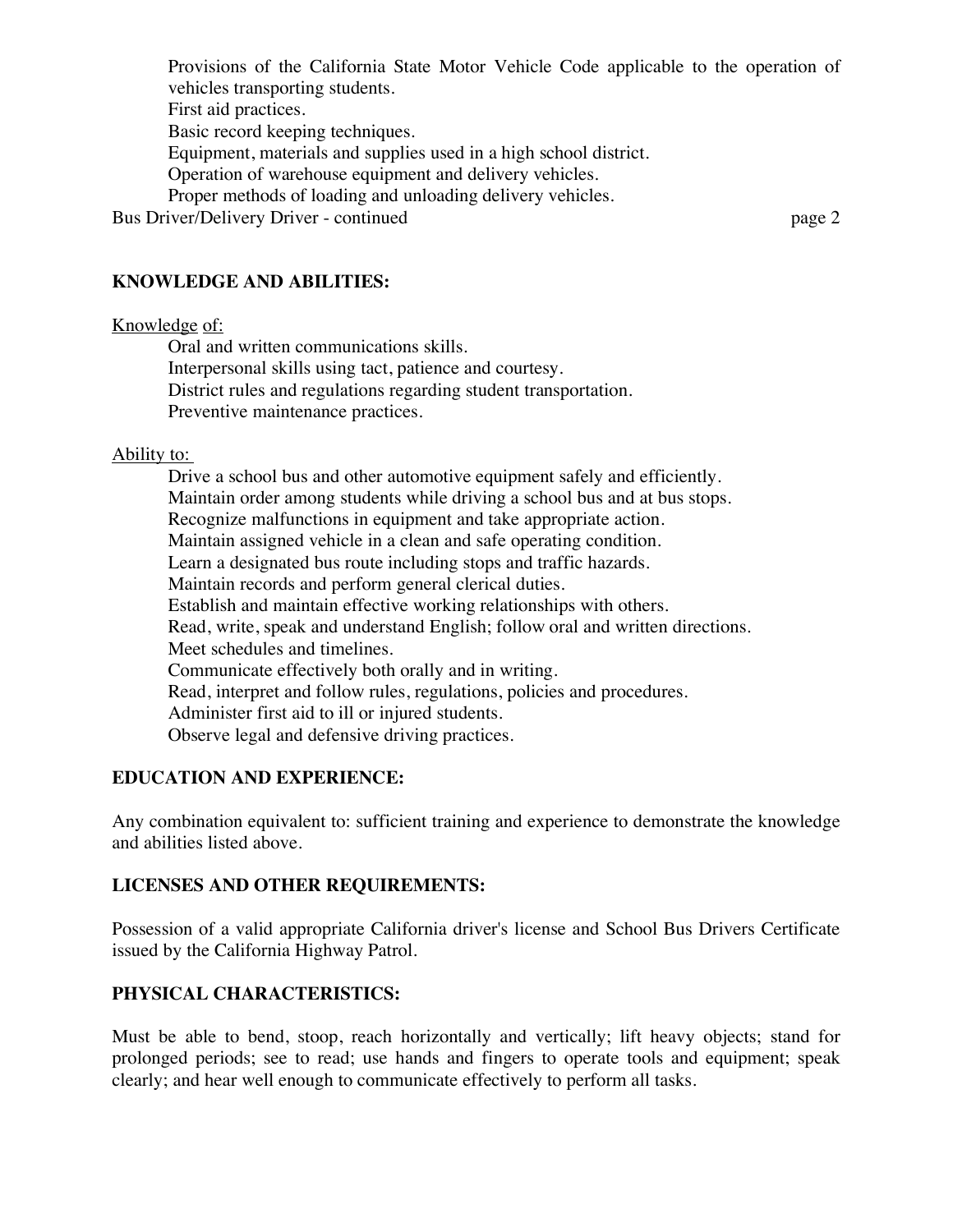Provisions of the California State Motor Vehicle Code applicable to the operation of vehicles transporting students.
First aid practices.
Basic record keeping techniques.
Equipment, materials and supplies used in a high school district.
Operation of warehouse equipment and delivery vehicles.
Proper methods of loading and unloading delivery vehicles.

## KNOWLEDGE AND ABILITIES:

Knowledge of:

Oral and written communications skills.
Interpersonal skills using tact, patience and courtesy.
District rules and regulations regarding student transportation.
Preventive maintenance practices.

Ability to:

Drive a school bus and other automotive equipment safely and efficiently.
Maintain order among students while driving a school bus and at bus stops.
Recognize malfunctions in equipment and take appropriate action.
Maintain assigned vehicle in a clean and safe operating condition.
Learn a designated bus route including stops and traffic hazards.
Maintain records and perform general clerical duties.
Establish and maintain effective working relationships with others.
Read, write, speak and understand English; follow oral and written directions.
Meet schedules and timelines.
Communicate effectively both orally and in writing.
Read, interpret and follow rules, regulations, policies and procedures.
Administer first aid to ill or injured students.
Observe legal and defensive driving practices.

## EDUCATION AND EXPERIENCE:

Any combination equivalent to: sufficient training and experience to demonstrate the knowledge and abilities listed above.

## LICENSES AND OTHER REQUIREMENTS:

Possession of a valid appropriate California driver's license and School Bus Drivers Certificate issued by the California Highway Patrol.

## PHYSICAL CHARACTERISTICS:

Must be able to bend, stoop, reach horizontally and vertically; lift heavy objects; stand for prolonged periods; see to read; use hands and fingers to operate tools and equipment; speak clearly; and hear well enough to communicate effectively to perform all tasks.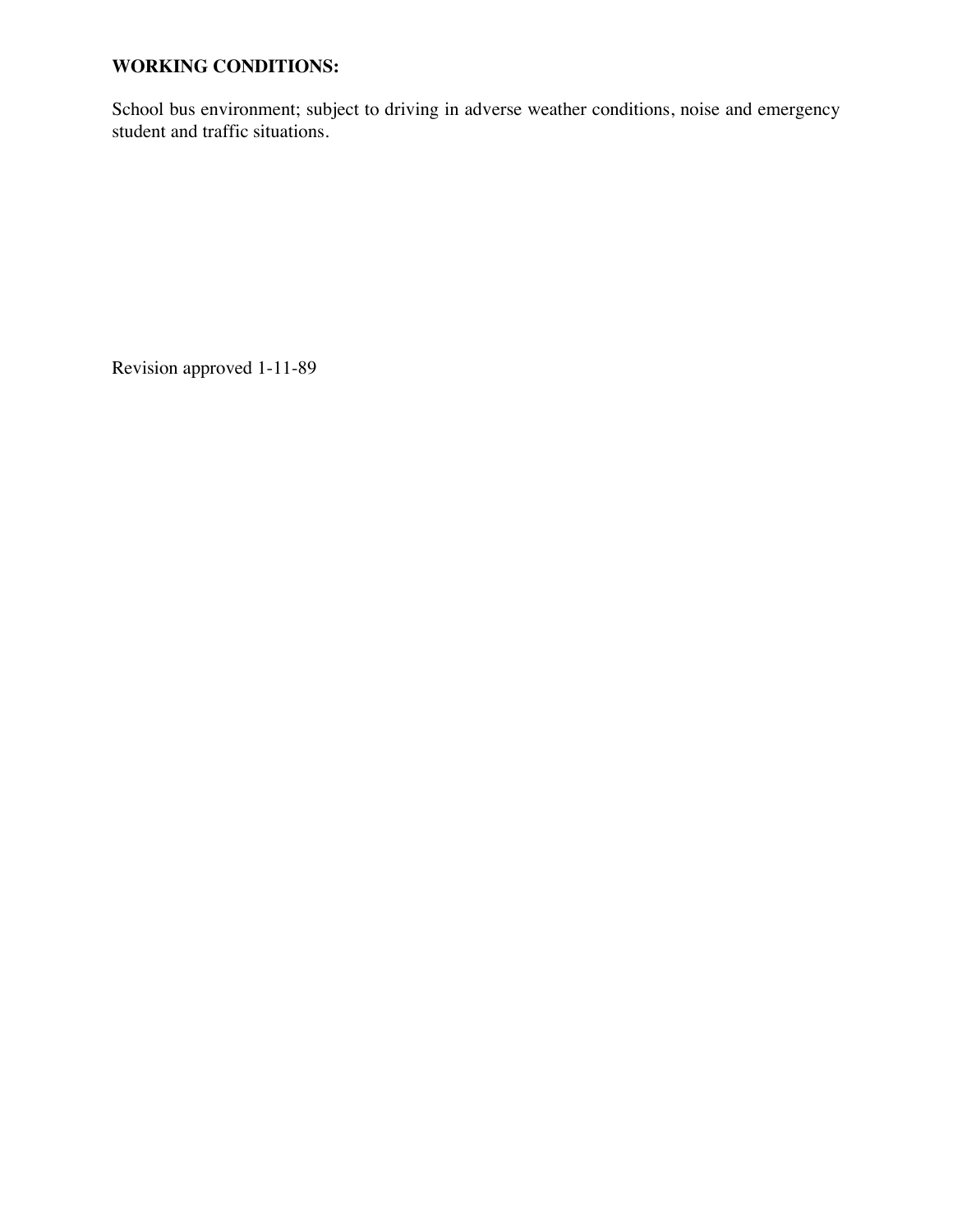**WORKING CONDITIONS:**

School bus environment; subject to driving in adverse weather conditions, noise and emergency student and traffic situations.

Revision approved 1-11-89